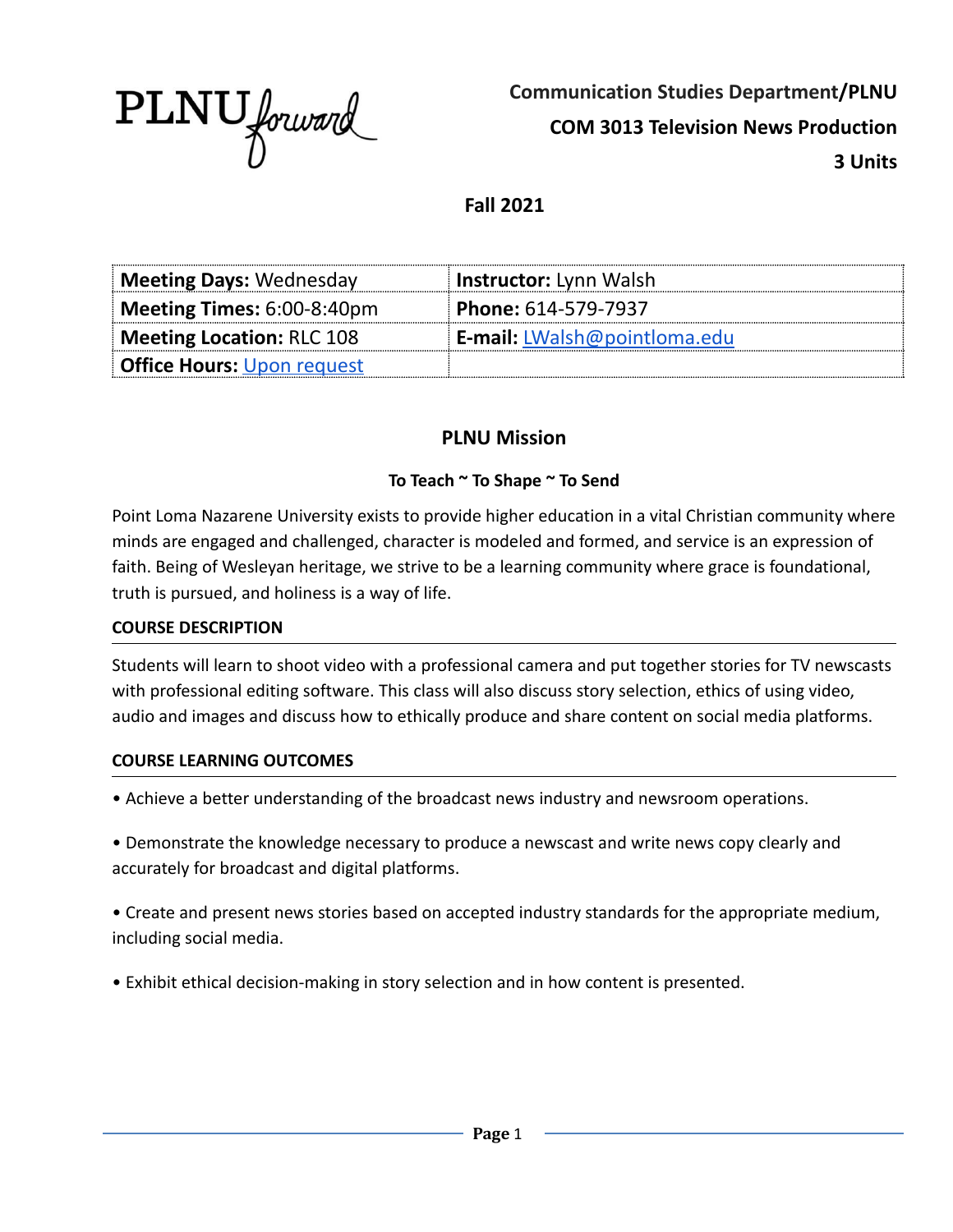PLNU forward

**Communication Studies Department/PLNU**

**COM 3013 Television News Production**

**3 Units**

**Fall 2021**

| **Meeting Days:** Wednesday | **Instructor:** Lynn Walsh |
|---|---|
| **Meeting Times:** 6:00-8:40pm | **Phone:** 614-579-7937 |
| **Meeting Location:** RLC 108 | **E-mail:** LWalsh@pointloma.edu |
| **Office Hours:** Upon request | |

## PLNU Mission

**To Teach ~ To Shape ~ To Send**

Point Loma Nazarene University exists to provide higher education in a vital Christian community where minds are engaged and challenged, character is modeled and formed, and service is an expression of faith. Being of Wesleyan heritage, we strive to be a learning community where grace is foundational, truth is pursued, and holiness is a way of life.

### COURSE DESCRIPTION

Students will learn to shoot video with a professional camera and put together stories for TV newscasts with professional editing software. This class will also discuss story selection, ethics of using video, audio and images and discuss how to ethically produce and share content on social media platforms.

### COURSE LEARNING OUTCOMES

- Achieve a better understanding of the broadcast news industry and newsroom operations.
- Demonstrate the knowledge necessary to produce a newscast and write news copy clearly and accurately for broadcast and digital platforms.
- Create and present news stories based on accepted industry standards for the appropriate medium, including social media.
- Exhibit ethical decision-making in story selection and in how content is presented.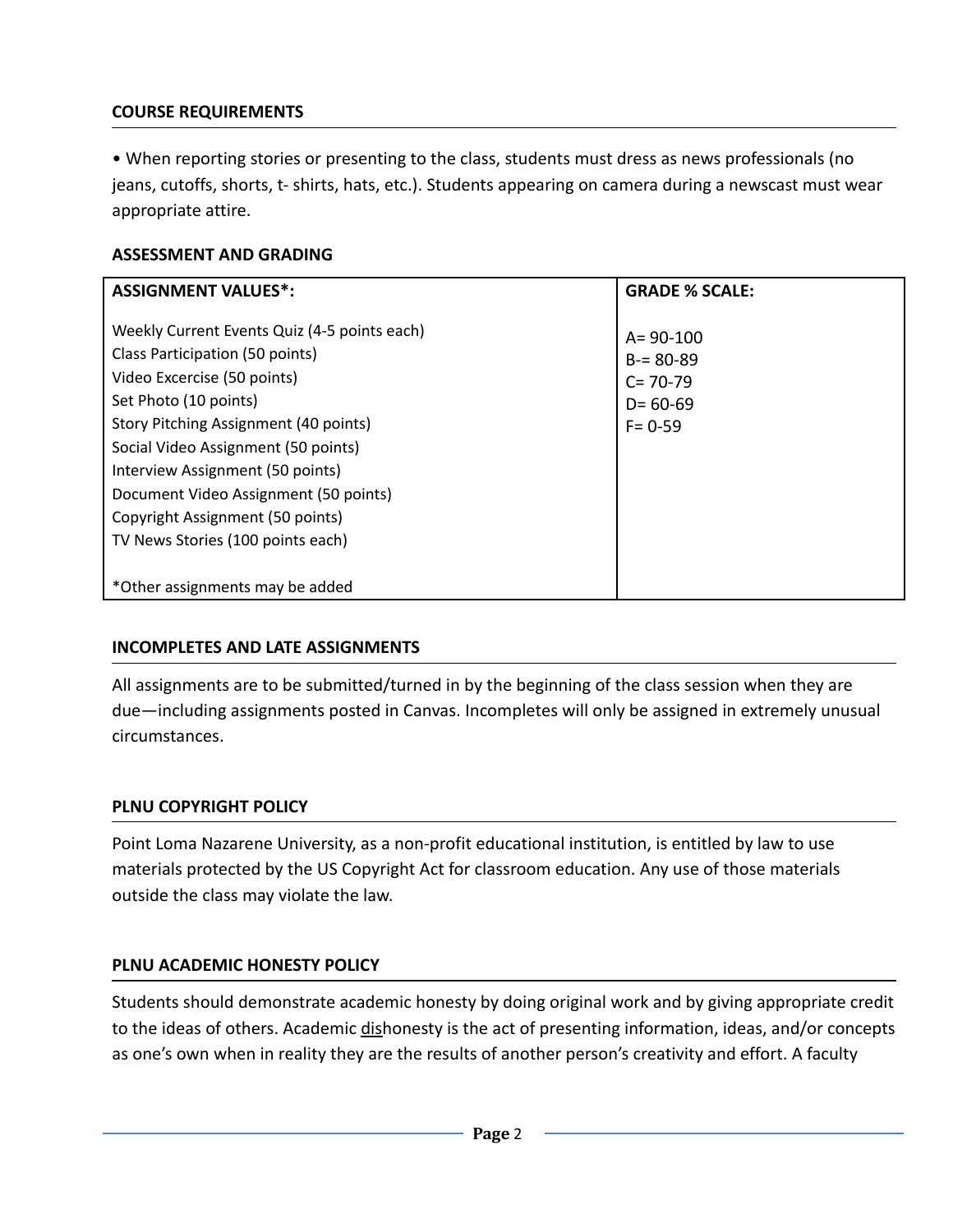## COURSE REQUIREMENTS

• When reporting stories or presenting to the class, students must dress as news professionals (no jeans, cutoffs, shorts, t- shirts, hats, etc.). Students appearing on camera during a newscast must wear appropriate attire.

## ASSESSMENT AND GRADING

| ASSIGNMENT VALUES*: | GRADE % SCALE: |
|---|---|
| Weekly Current Events Quiz (4-5 points each)<br>Class Participation (50 points)<br>Video Excercise (50 points)<br>Set Photo (10 points)<br>Story Pitching Assignment (40 points)<br>Social Video Assignment (50 points)<br>Interview Assignment (50 points)<br>Document Video Assignment (50 points)<br>Copyright Assignment (50 points)<br>TV News Stories (100 points each)<br><br>*Other assignments may be added | A= 90-100<br>B-= 80-89<br>C= 70-79<br>D= 60-69<br>F= 0-59 |

## INCOMPLETES AND LATE ASSIGNMENTS

All assignments are to be submitted/turned in by the beginning of the class session when they are due—including assignments posted in Canvas. Incompletes will only be assigned in extremely unusual circumstances.

## PLNU COPYRIGHT POLICY

Point Loma Nazarene University, as a non-profit educational institution, is entitled by law to use materials protected by the US Copyright Act for classroom education. Any use of those materials outside the class may violate the law.

## PLNU ACADEMIC HONESTY POLICY

Students should demonstrate academic honesty by doing original work and by giving appropriate credit to the ideas of others. Academic dishonesty is the act of presenting information, ideas, and/or concepts as one's own when in reality they are the results of another person's creativity and effort. A faculty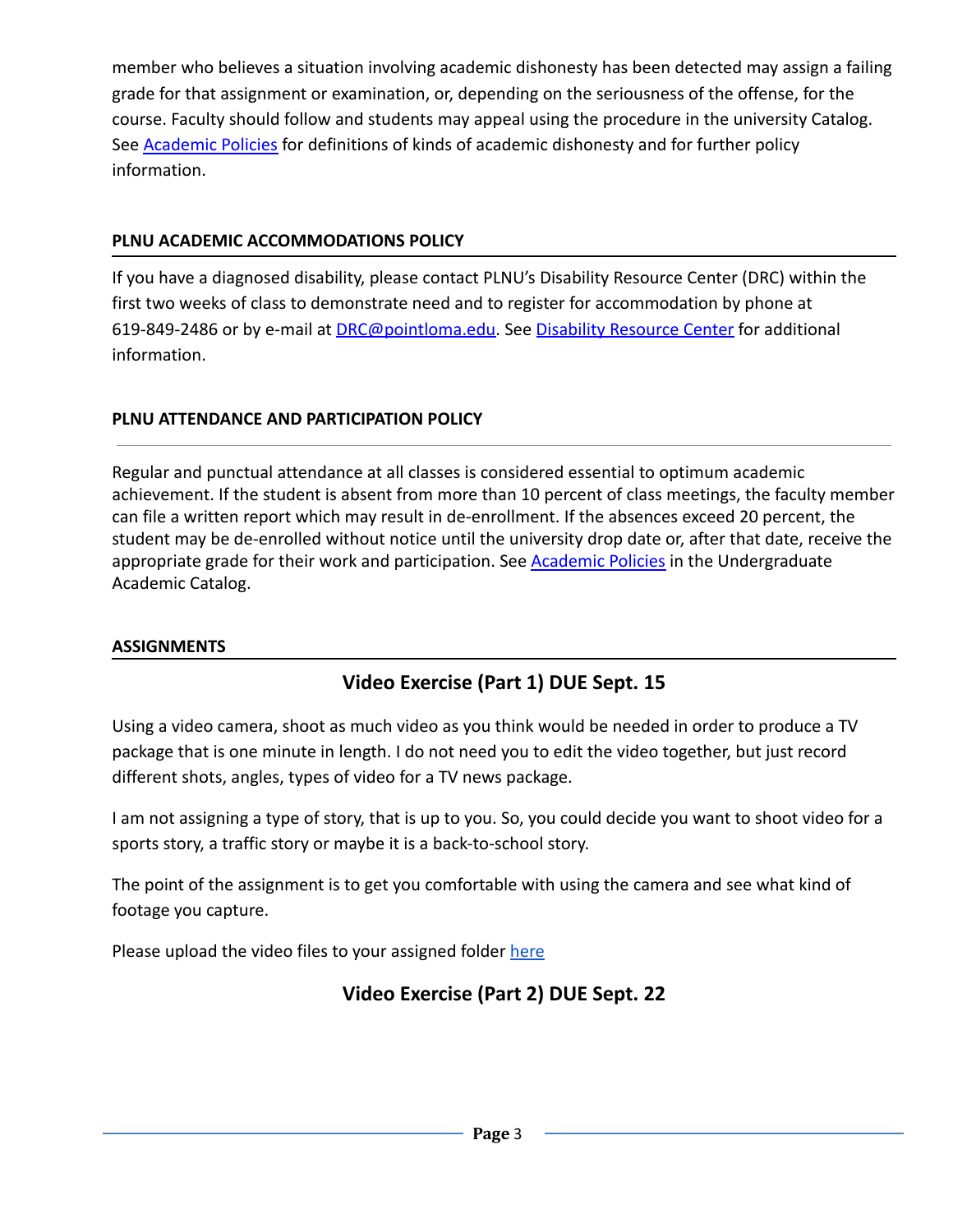member who believes a situation involving academic dishonesty has been detected may assign a failing grade for that assignment or examination, or, depending on the seriousness of the offense, for the course. Faculty should follow and students may appeal using the procedure in the university Catalog. See [Academic Policies] for definitions of kinds of academic dishonesty and for further policy information.

### PLNU ACADEMIC ACCOMMODATIONS POLICY

If you have a diagnosed disability, please contact PLNU's Disability Resource Center (DRC) within the first two weeks of class to demonstrate need and to register for accommodation by phone at 619-849-2486 or by e-mail at DRC@pointloma.edu. See Disability Resource Center for additional information.

### PLNU ATTENDANCE AND PARTICIPATION POLICY

Regular and punctual attendance at all classes is considered essential to optimum academic achievement. If the student is absent from more than 10 percent of class meetings, the faculty member can file a written report which may result in de-enrollment. If the absences exceed 20 percent, the student may be de-enrolled without notice until the university drop date or, after that date, receive the appropriate grade for their work and participation. See Academic Policies in the Undergraduate Academic Catalog.

### ASSIGNMENTS

## Video Exercise (Part 1) DUE Sept. 15

Using a video camera, shoot as much video as you think would be needed in order to produce a TV package that is one minute in length. I do not need you to edit the video together, but just record different shots, angles, types of video for a TV news package.

I am not assigning a type of story, that is up to you. So, you could decide you want to shoot video for a sports story, a traffic story or maybe it is a back-to-school story.

The point of the assignment is to get you comfortable with using the camera and see what kind of footage you capture.

Please upload the video files to your assigned folder here

## Video Exercise (Part 2) DUE Sept. 22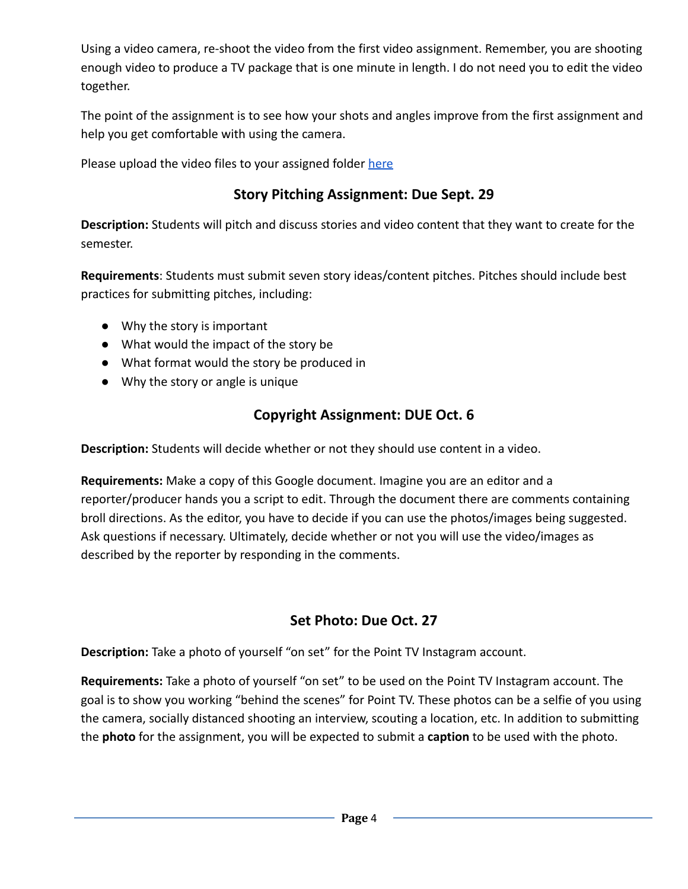Using a video camera, re-shoot the video from the first video assignment. Remember, you are shooting enough video to produce a TV package that is one minute in length. I do not need you to edit the video together.

The point of the assignment is to see how your shots and angles improve from the first assignment and help you get comfortable with using the camera.

Please upload the video files to your assigned folder [here]

## Story Pitching Assignment: Due Sept. 29

**Description:** Students will pitch and discuss stories and video content that they want to create for the semester.

**Requirements**: Students must submit seven story ideas/content pitches. Pitches should include best practices for submitting pitches, including:

- Why the story is important
- What would the impact of the story be
- What format would the story be produced in
- Why the story or angle is unique

## Copyright Assignment: DUE Oct. 6

**Description:** Students will decide whether or not they should use content in a video.

**Requirements:** Make a copy of this Google document. Imagine you are an editor and a reporter/producer hands you a script to edit. Through the document there are comments containing broll directions. As the editor, you have to decide if you can use the photos/images being suggested. Ask questions if necessary. Ultimately, decide whether or not you will use the video/images as described by the reporter by responding in the comments.

## Set Photo: Due Oct. 27

**Description:** Take a photo of yourself "on set" for the Point TV Instagram account.

**Requirements:** Take a photo of yourself "on set" to be used on the Point TV Instagram account. The goal is to show you working "behind the scenes" for Point TV. These photos can be a selfie of you using the camera, socially distanced shooting an interview, scouting a location, etc. In addition to submitting the **photo** for the assignment, you will be expected to submit a **caption** to be used with the photo.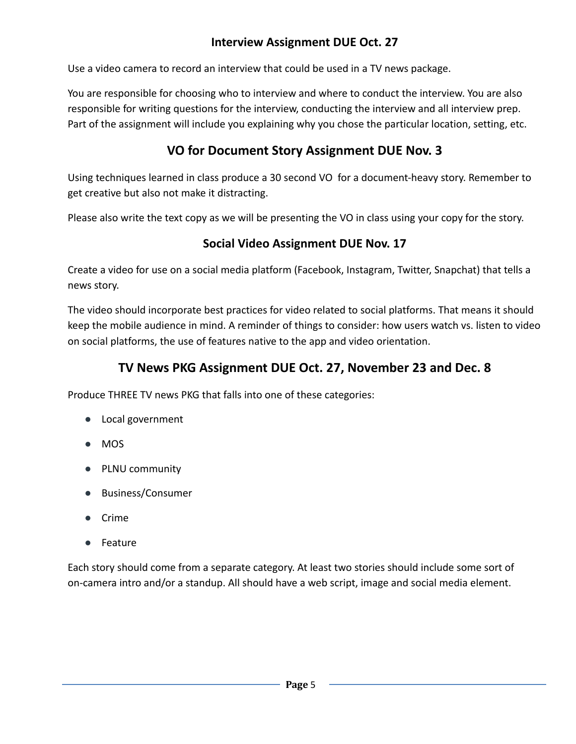## Interview Assignment DUE Oct. 27

Use a video camera to record an interview that could be used in a TV news package.

You are responsible for choosing who to interview and where to conduct the interview. You are also responsible for writing questions for the interview, conducting the interview and all interview prep. Part of the assignment will include you explaining why you chose the particular location, setting, etc.

## VO for Document Story Assignment DUE Nov. 3

Using techniques learned in class produce a 30 second VO for a document-heavy story. Remember to get creative but also not make it distracting.

Please also write the text copy as we will be presenting the VO in class using your copy for the story.

## Social Video Assignment DUE Nov. 17

Create a video for use on a social media platform (Facebook, Instagram, Twitter, Snapchat) that tells a news story.

The video should incorporate best practices for video related to social platforms. That means it should keep the mobile audience in mind. A reminder of things to consider: how users watch vs. listen to video on social platforms, the use of features native to the app and video orientation.

## TV News PKG Assignment DUE Oct. 27, November 23 and Dec. 8

Produce THREE TV news PKG that falls into one of these categories:

- Local government
- MOS
- PLNU community
- Business/Consumer
- Crime
- Feature

Each story should come from a separate category. At least two stories should include some sort of on-camera intro and/or a standup. All should have a web script, image and social media element.